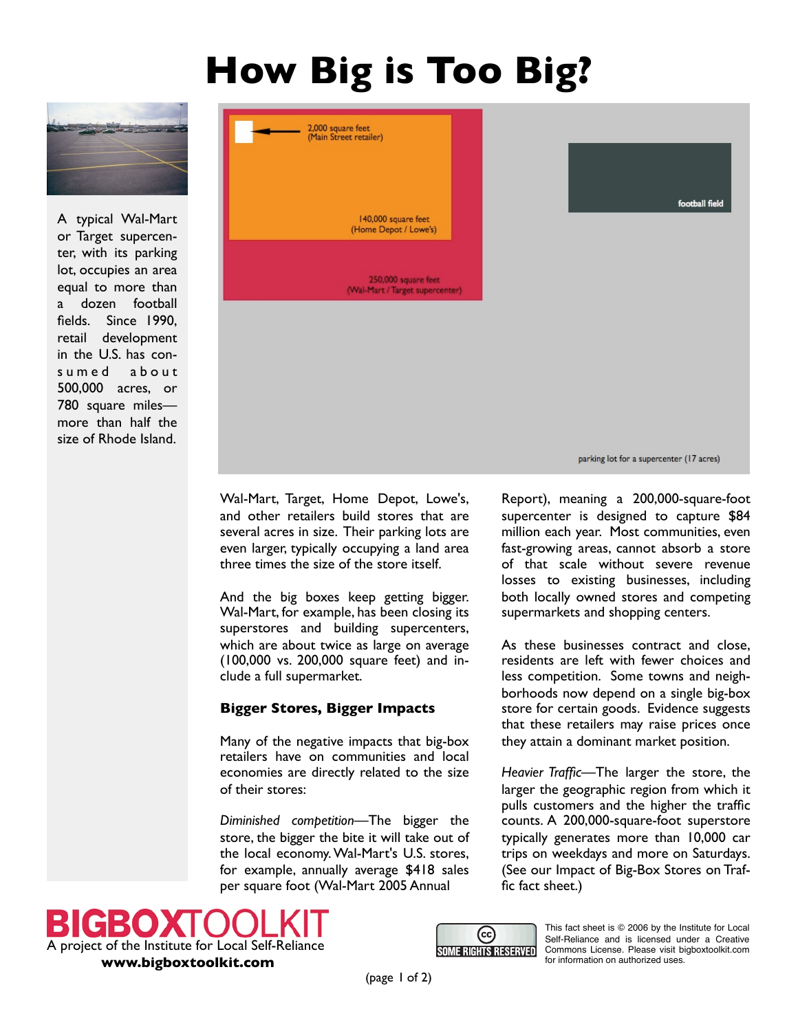# How Big is Too Big?

A typical Wal-Mart or Target supercenter, with its parking lot, occupies an area equal to more than a dozen football fields. Since 1990, retail development in the U.S. has consumed about 500,000 acres, or 780 square miles—more than half the size of Rhode Island.

2,000 square feet (Main Street retailer)

140,000 square feet (Home Depot / Lowe's)

250,000 square feet (Wal-Mart / Target supercenter)

football field

parking lot for a supercenter (17 acres)

Wal-Mart, Target, Home Depot, Lowe's, and other retailers build stores that are several acres in size. Their parking lots are even larger, typically occupying a land area three times the size of the store itself.

And the big boxes keep getting bigger. Wal-Mart, for example, has been closing its superstores and building supercenters, which are about twice as large on average (100,000 vs. 200,000 square feet) and include a full supermarket.

### Bigger Stores, Bigger Impacts

Many of the negative impacts that big-box retailers have on communities and local economies are directly related to the size of their stores:

*Diminished competition*—The bigger the store, the bigger the bite it will take out of the local economy. Wal-Mart's U.S. stores, for example, annually average $418 sales per square foot (Wal-Mart 2005 Annual Report), meaning a 200,000-square-foot supercenter is designed to capture $84 million each year. Most communities, even fast-growing areas, cannot absorb a store of that scale without severe revenue losses to existing businesses, including both locally owned stores and competing supermarkets and shopping centers.

As these businesses contract and close, residents are left with fewer choices and less competition. Some towns and neighborhoods now depend on a single big-box store for certain goods. Evidence suggests that these retailers may raise prices once they attain a dominant market position.

*Heavier Traffic*—The larger the store, the larger the geographic region from which it pulls customers and the higher the traffic counts. A 200,000-square-foot superstore typically generates more than 10,000 car trips on weekdays and more on Saturdays. (See our Impact of Big-Box Stores on Traffic fact sheet.)

**BIGBOXTOOLKIT**
A project of the Institute for Local Self-Reliance
**www.bigboxtoolkit.com**

SOME RIGHTS RESERVED

This fact sheet is © 2006 by the Institute for Local Self-Reliance and is licensed under a Creative Commons License. Please visit bigboxtoolkit.com for information on authorized uses.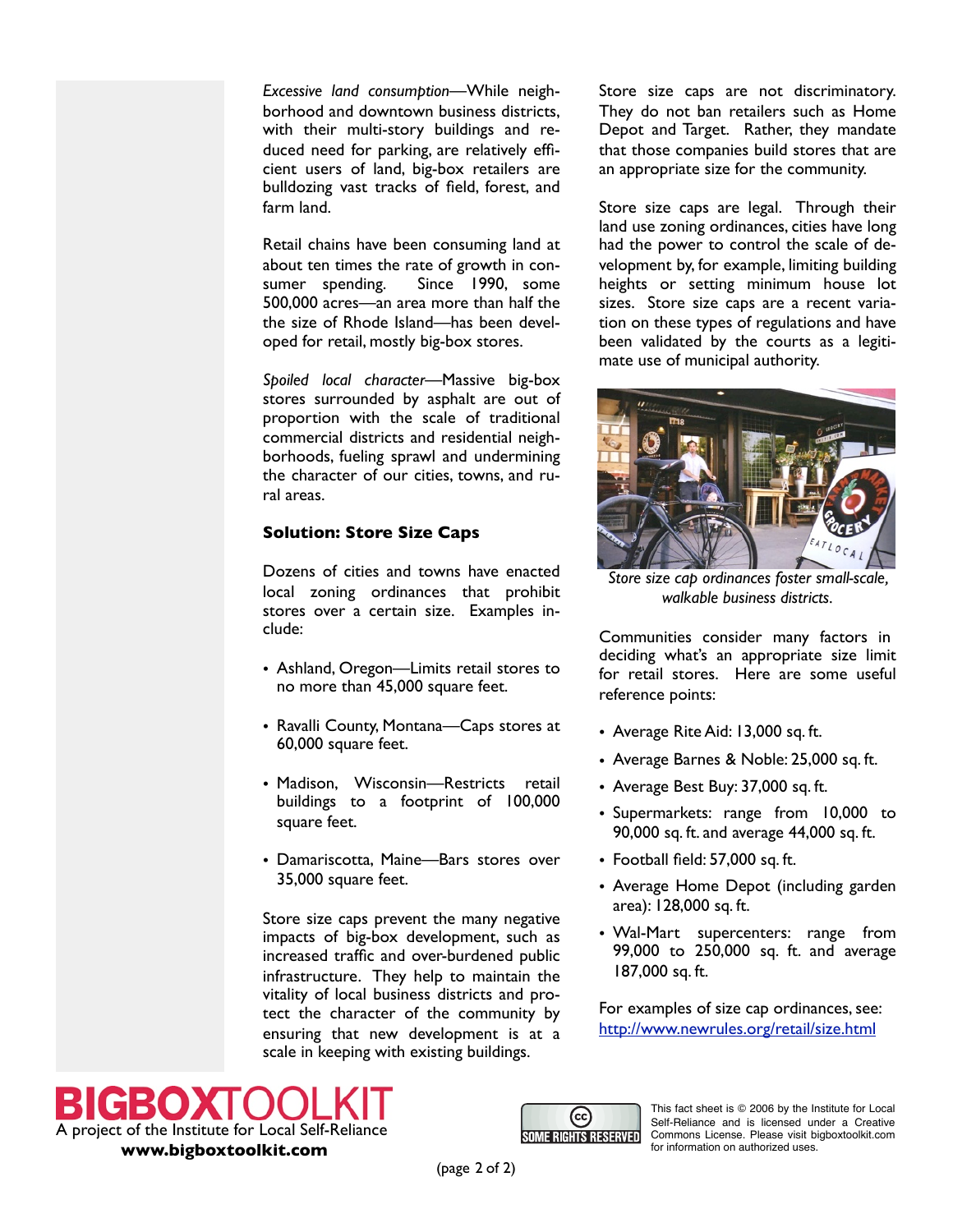*Excessive land consumption*—While neighborhood and downtown business districts, with their multi-story buildings and reduced need for parking, are relatively efficient users of land, big-box retailers are bulldozing vast tracks of field, forest, and farm land.

Retail chains have been consuming land at about ten times the rate of growth in consumer spending. Since 1990, some 500,000 acres—an area more than half the the size of Rhode Island—has been developed for retail, mostly big-box stores.

*Spoiled local character*—Massive big-box stores surrounded by asphalt are out of proportion with the scale of traditional commercial districts and residential neighborhoods, fueling sprawl and undermining the character of our cities, towns, and rural areas.

## Solution: Store Size Caps

Dozens of cities and towns have enacted local zoning ordinances that prohibit stores over a certain size. Examples include:

- Ashland, Oregon—Limits retail stores to no more than 45,000 square feet.
- Ravalli County, Montana—Caps stores at 60,000 square feet.
- Madison, Wisconsin—Restricts retail buildings to a footprint of 100,000 square feet.
- Damariscotta, Maine—Bars stores over 35,000 square feet.

Store size caps prevent the many negative impacts of big-box development, such as increased traffic and over-burdened public infrastructure. They help to maintain the vitality of local business districts and protect the character of the community by ensuring that new development is at a scale in keeping with existing buildings.

Store size caps are not discriminatory. They do not ban retailers such as Home Depot and Target. Rather, they mandate that those companies build stores that are an appropriate size for the community.

Store size caps are legal. Through their land use zoning ordinances, cities have long had the power to control the scale of development by, for example, limiting building heights or setting minimum house lot sizes. Store size caps are a recent variation on these types of regulations and have been validated by the courts as a legitimate use of municipal authority.

*Store size cap ordinances foster small-scale, walkable business districts.*

Communities consider many factors in deciding what's an appropriate size limit for retail stores. Here are some useful reference points:

- Average Rite Aid: 13,000 sq. ft.
- Average Barnes & Noble: 25,000 sq. ft.
- Average Best Buy: 37,000 sq. ft.
- Supermarkets: range from 10,000 to 90,000 sq. ft. and average 44,000 sq. ft.
- Football field: 57,000 sq. ft.
- Average Home Depot (including garden area): 128,000 sq. ft.
- Wal-Mart supercenters: range from 99,000 to 250,000 sq. ft. and average 187,000 sq. ft.

For examples of size cap ordinances, see: http://www.newrules.org/retail/size.html

**BIGBOXTOOLKIT**
A project of the Institute for Local Self-Reliance
**www.bigboxtoolkit.com**

This fact sheet is © 2006 by the Institute for Local Self-Reliance and is licensed under a Creative Commons License. Please visit bigboxtoolkit.com for information on authorized uses.